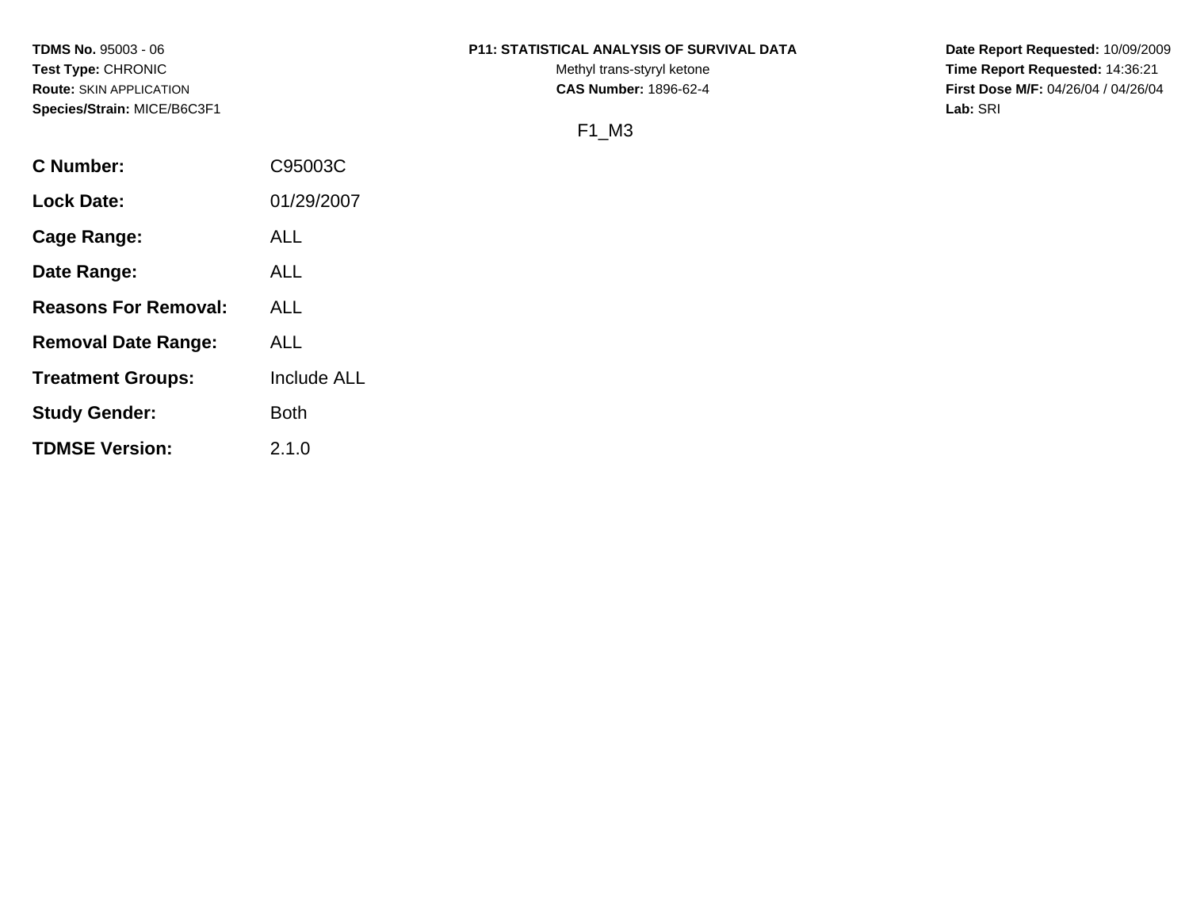**TDMS No.** 95003 - 06
**Test Type:** CHRONIC
**Route:** SKIN APPLICATION
**Species/Strain:** MICE/B6C3F1

**P11: STATISTICAL ANALYSIS OF SURVIVAL DATA**
Methyl trans-styryl ketone
**CAS Number:** 1896-62-4

**Date Report Requested:** 10/09/2009
**Time Report Requested:** 14:36:21
**First Dose M/F:** 04/26/04 / 04/26/04
**Lab:** SRI

F1_M3

| | |
|---|---|
| **C Number:** | C95003C |
| **Lock Date:** | 01/29/2007 |
| **Cage Range:** | ALL |
| **Date Range:** | ALL |
| **Reasons For Removal:** | ALL |
| **Removal Date Range:** | ALL |
| **Treatment Groups:** | Include ALL |
| **Study Gender:** | Both |
| **TDMSE Version:** | 2.1.0 |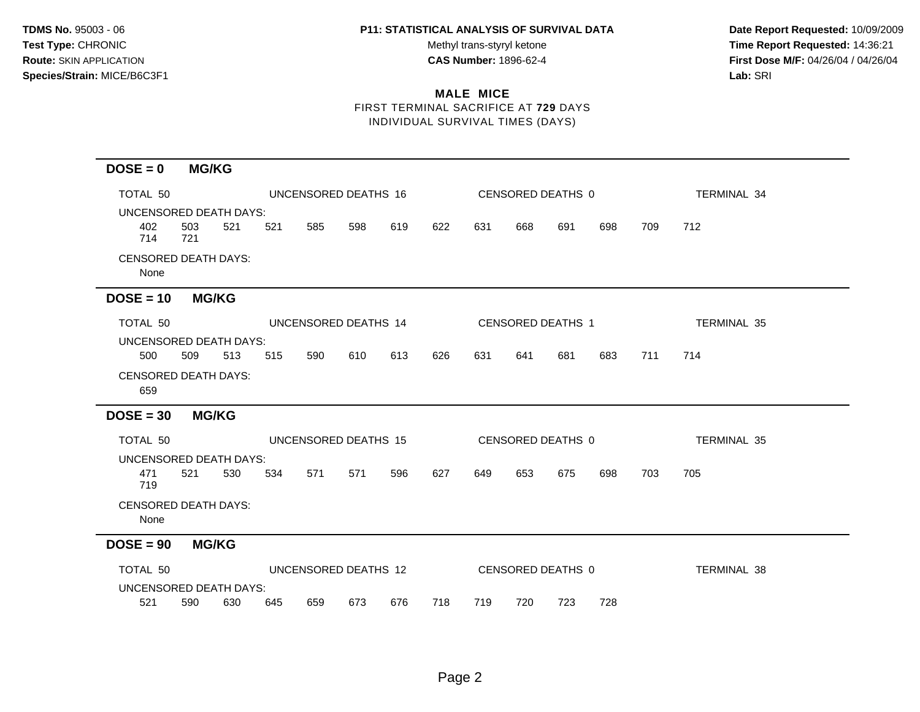**TDMS No.** 95003 - 06
**Test Type:** CHRONIC
**Route:** SKIN APPLICATION
**Species/Strain:** MICE/B6C3F1

**P11: STATISTICAL ANALYSIS OF SURVIVAL DATA**
Methyl trans-styryl ketone
**CAS Number:** 1896-62-4

**Date Report Requested:** 10/09/2009
**Time Report Requested:** 14:36:21
**First Dose M/F:** 04/26/04 / 04/26/04
**Lab:** SRI

## MALE MICE

FIRST TERMINAL SACRIFICE AT **729** DAYS
INDIVIDUAL SURVIVAL TIMES (DAYS)

### DOSE = 0 MG/KG

TOTAL 50 | UNCENSORED DEATHS 16 | CENSORED DEATHS 0 | TERMINAL 34

UNCENSORED DEATH DAYS:
402 503 521 521 585 598 619 622 631 668 691 698 709 712
714 721

CENSORED DEATH DAYS:
None

### DOSE = 10 MG/KG

TOTAL 50 | UNCENSORED DEATHS 14 | CENSORED DEATHS 1 | TERMINAL 35

UNCENSORED DEATH DAYS:
500 509 513 515 590 610 613 626 631 641 681 683 711 714

CENSORED DEATH DAYS:
659

### DOSE = 30 MG/KG

TOTAL 50 | UNCENSORED DEATHS 15 | CENSORED DEATHS 0 | TERMINAL 35

UNCENSORED DEATH DAYS:
471 521 530 534 571 571 596 627 649 653 675 698 703 705
719

CENSORED DEATH DAYS:
None

### DOSE = 90 MG/KG

TOTAL 50 | UNCENSORED DEATHS 12 | CENSORED DEATHS 0 | TERMINAL 38

UNCENSORED DEATH DAYS:
521 590 630 645 659 673 676 718 719 720 723 728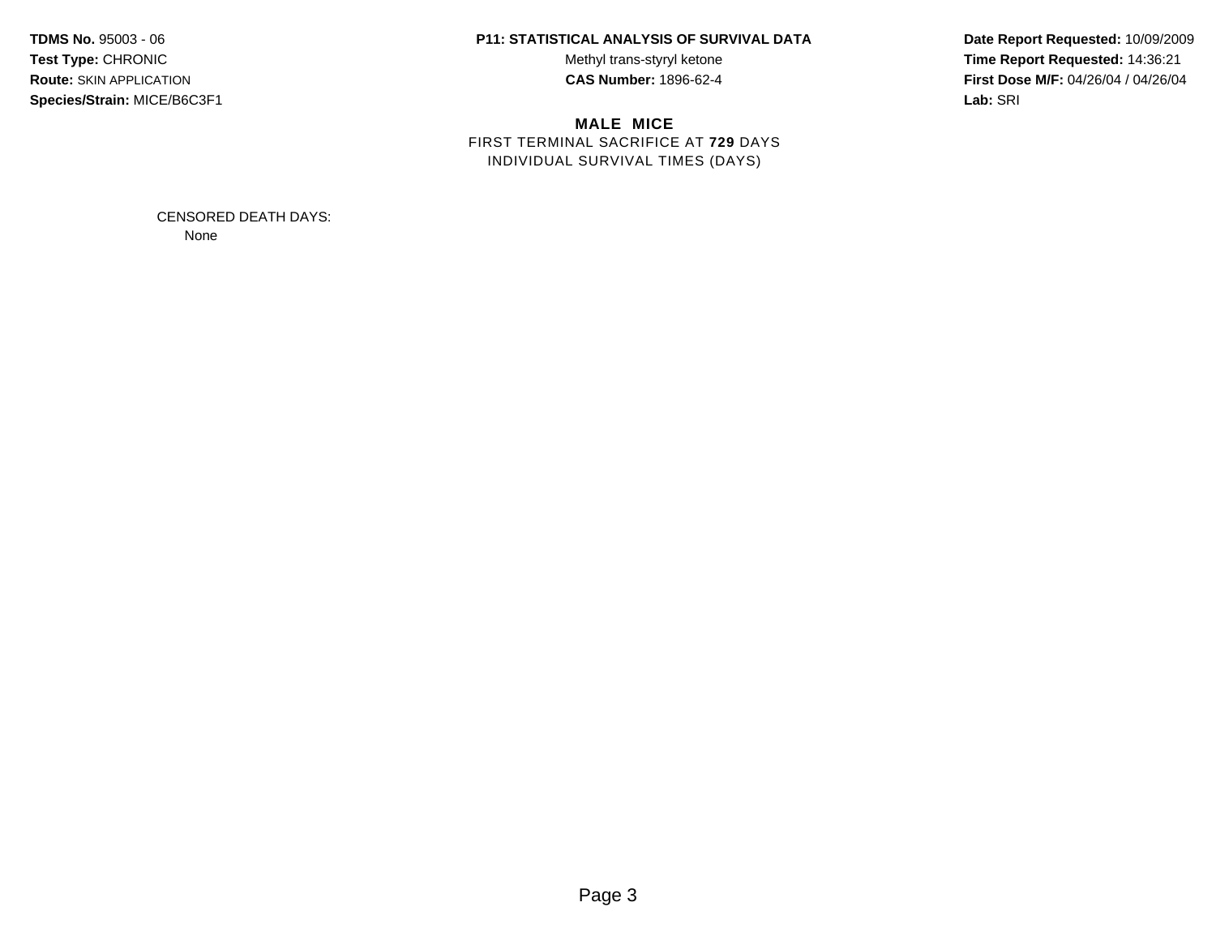**TDMS No.** 95003 - 06
**Test Type:** CHRONIC
**Route:** SKIN APPLICATION
**Species/Strain:** MICE/B6C3F1

**P11: STATISTICAL ANALYSIS OF SURVIVAL DATA**
Methyl trans-styryl ketone
**CAS Number:** 1896-62-4

**Date Report Requested:** 10/09/2009
**Time Report Requested:** 14:36:21
**First Dose M/F:** 04/26/04 / 04/26/04
**Lab:** SRI

**MALE MICE**
FIRST TERMINAL SACRIFICE AT **729** DAYS
INDIVIDUAL SURVIVAL TIMES (DAYS)

CENSORED DEATH DAYS:
None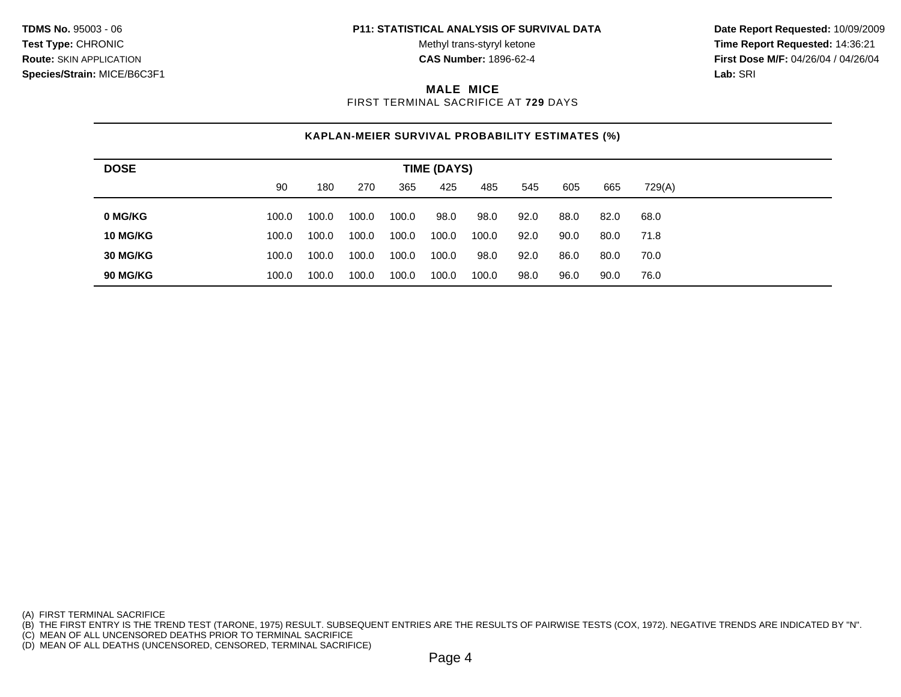**TDMS No.** 95003 - 06
**Test Type:** CHRONIC
**Route:** SKIN APPLICATION
**Species/Strain:** MICE/B6C3F1

**P11: STATISTICAL ANALYSIS OF SURVIVAL DATA**
Methyl trans-styryl ketone
**CAS Number:** 1896-62-4

**Date Report Requested:** 10/09/2009
**Time Report Requested:** 14:36:21
**First Dose M/F:** 04/26/04 / 04/26/04
**Lab:** SRI

## MALE MICE

FIRST TERMINAL SACRIFICE AT **729** DAYS

### KAPLAN-MEIER SURVIVAL PROBABILITY ESTIMATES (%)

| DOSE | TIME (DAYS) | | | | | | | | | |
|---|---|---|---|---|---|---|---|---|---|---|
| | 90 | 180 | 270 | 365 | 425 | 485 | 545 | 605 | 665 | 729(A) |
| **0 MG/KG** | 100.0 | 100.0 | 100.0 | 100.0 | 98.0 | 98.0 | 92.0 | 88.0 | 82.0 | 68.0 |
| **10 MG/KG** | 100.0 | 100.0 | 100.0 | 100.0 | 100.0 | 100.0 | 92.0 | 90.0 | 80.0 | 71.8 |
| **30 MG/KG** | 100.0 | 100.0 | 100.0 | 100.0 | 100.0 | 98.0 | 92.0 | 86.0 | 80.0 | 70.0 |
| **90 MG/KG** | 100.0 | 100.0 | 100.0 | 100.0 | 100.0 | 100.0 | 98.0 | 96.0 | 90.0 | 76.0 |

(A) FIRST TERMINAL SACRIFICE
(B) THE FIRST ENTRY IS THE TREND TEST (TARONE, 1975) RESULT. SUBSEQUENT ENTRIES ARE THE RESULTS OF PAIRWISE TESTS (COX, 1972). NEGATIVE TRENDS ARE INDICATED BY "N".
(C) MEAN OF ALL UNCENSORED DEATHS PRIOR TO TERMINAL SACRIFICE
(D) MEAN OF ALL DEATHS (UNCENSORED, CENSORED, TERMINAL SACRIFICE)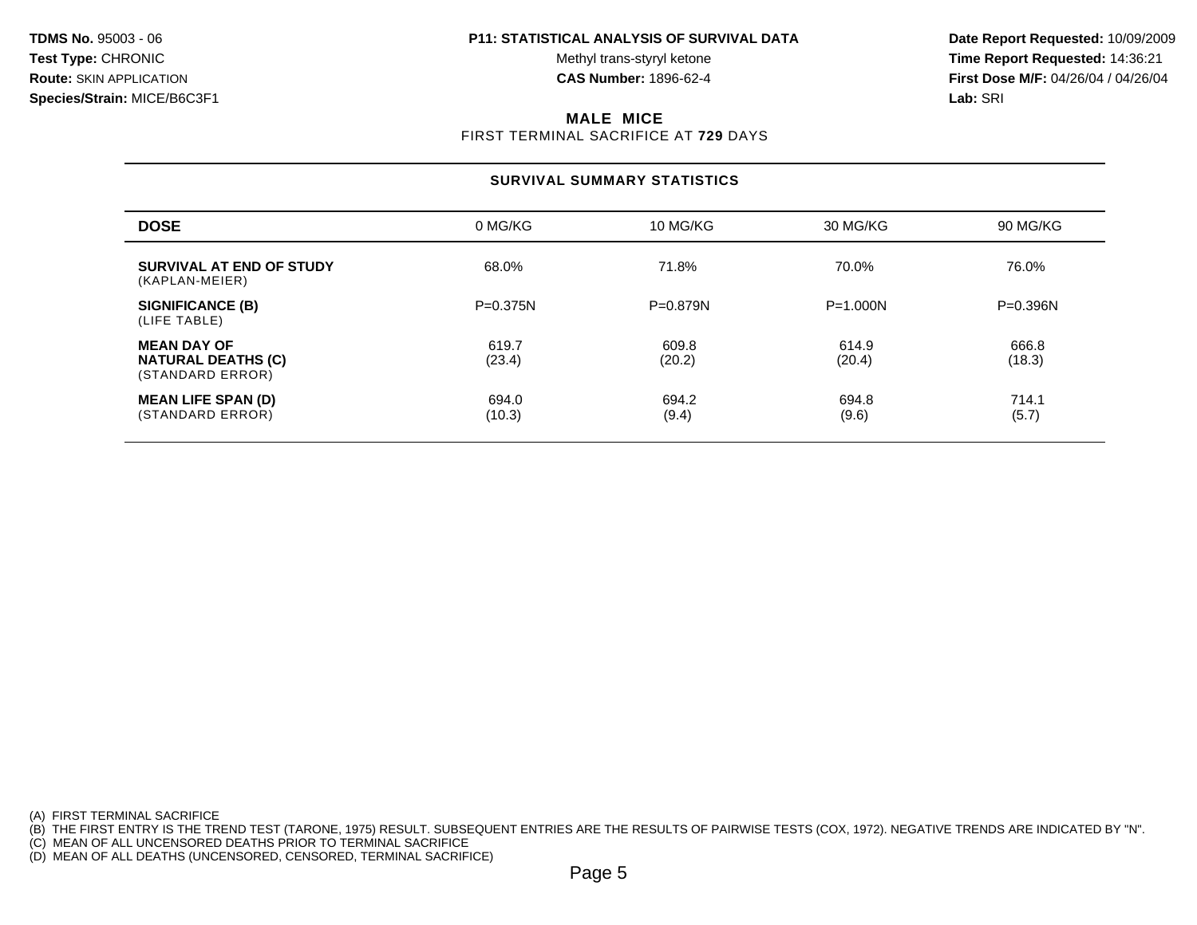**TDMS No.** 95003 - 06
**Test Type:** CHRONIC
**Route:** SKIN APPLICATION
**Species/Strain:** MICE/B6C3F1

**P11: STATISTICAL ANALYSIS OF SURVIVAL DATA**
Methyl trans-styryl ketone
**CAS Number:** 1896-62-4

**Date Report Requested:** 10/09/2009
**Time Report Requested:** 14:36:21
**First Dose M/F:** 04/26/04 / 04/26/04
**Lab:** SRI

## MALE MICE

FIRST TERMINAL SACRIFICE AT **729** DAYS

### SURVIVAL SUMMARY STATISTICS

| **DOSE** | 0 MG/KG | 10 MG/KG | 30 MG/KG | 90 MG/KG |
|---|---|---|---|---|
| **SURVIVAL AT END OF STUDY** (KAPLAN-MEIER) | 68.0% | 71.8% | 70.0% | 76.0% |
| **SIGNIFICANCE (B)** (LIFE TABLE) | P=0.375N | P=0.879N | P=1.000N | P=0.396N |
| **MEAN DAY OF NATURAL DEATHS (C)** (STANDARD ERROR) | 619.7 (23.4) | 609.8 (20.2) | 614.9 (20.4) | 666.8 (18.3) |
| **MEAN LIFE SPAN (D)** (STANDARD ERROR) | 694.0 (10.3) | 694.2 (9.4) | 694.8 (9.6) | 714.1 (5.7) |

(A) FIRST TERMINAL SACRIFICE
(B) THE FIRST ENTRY IS THE TREND TEST (TARONE, 1975) RESULT. SUBSEQUENT ENTRIES ARE THE RESULTS OF PAIRWISE TESTS (COX, 1972). NEGATIVE TRENDS ARE INDICATED BY "N".
(C) MEAN OF ALL UNCENSORED DEATHS PRIOR TO TERMINAL SACRIFICE
(D) MEAN OF ALL DEATHS (UNCENSORED, CENSORED, TERMINAL SACRIFICE)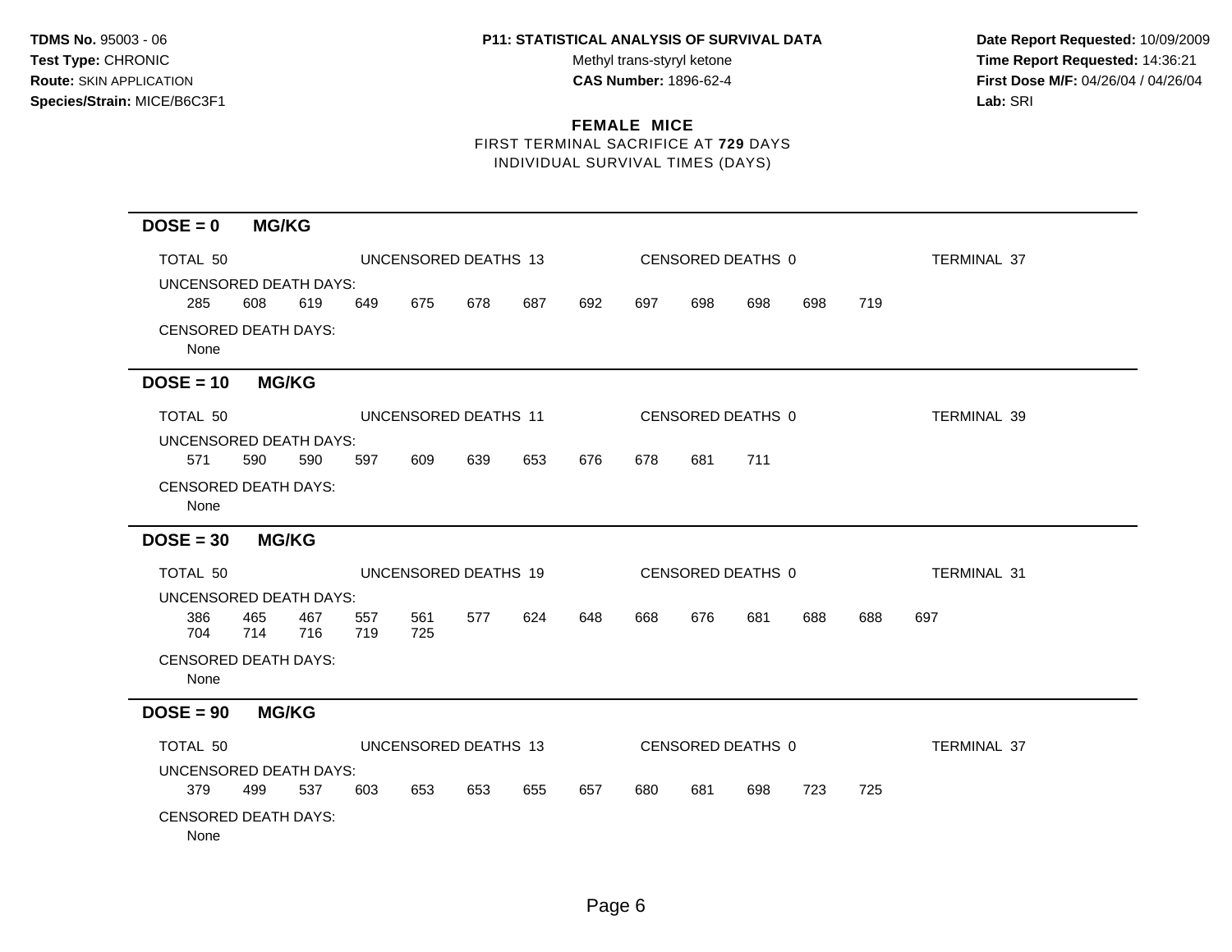**TDMS No.** 95003 - 06
**Test Type:** CHRONIC
**Route:** SKIN APPLICATION
**Species/Strain:** MICE/B6C3F1

**P11: STATISTICAL ANALYSIS OF SURVIVAL DATA**
Methyl trans-styryl ketone
**CAS Number:** 1896-62-4

**Date Report Requested:** 10/09/2009
**Time Report Requested:** 14:36:21
**First Dose M/F:** 04/26/04 / 04/26/04
**Lab:** SRI

## FEMALE MICE

FIRST TERMINAL SACRIFICE AT **729** DAYS
INDIVIDUAL SURVIVAL TIMES (DAYS)

### DOSE = 0 MG/KG

TOTAL 50 | UNCENSORED DEATHS 13 | CENSORED DEATHS 0 | TERMINAL 37

UNCENSORED DEATH DAYS:
285 608 619 649 675 678 687 692 697 698 698 698 719

CENSORED DEATH DAYS:
None

### DOSE = 10 MG/KG

TOTAL 50 | UNCENSORED DEATHS 11 | CENSORED DEATHS 0 | TERMINAL 39

UNCENSORED DEATH DAYS:
571 590 590 597 609 639 653 676 678 681 711

CENSORED DEATH DAYS:
None

### DOSE = 30 MG/KG

TOTAL 50 | UNCENSORED DEATHS 19 | CENSORED DEATHS 0 | TERMINAL 31

UNCENSORED DEATH DAYS:
386 465 467 557 561 577 624 648 668 676 681 688 688 697
704 714 716 719 725

CENSORED DEATH DAYS:
None

### DOSE = 90 MG/KG

TOTAL 50 | UNCENSORED DEATHS 13 | CENSORED DEATHS 0 | TERMINAL 37

UNCENSORED DEATH DAYS:
379 499 537 603 653 653 655 657 680 681 698 723 725

CENSORED DEATH DAYS:
None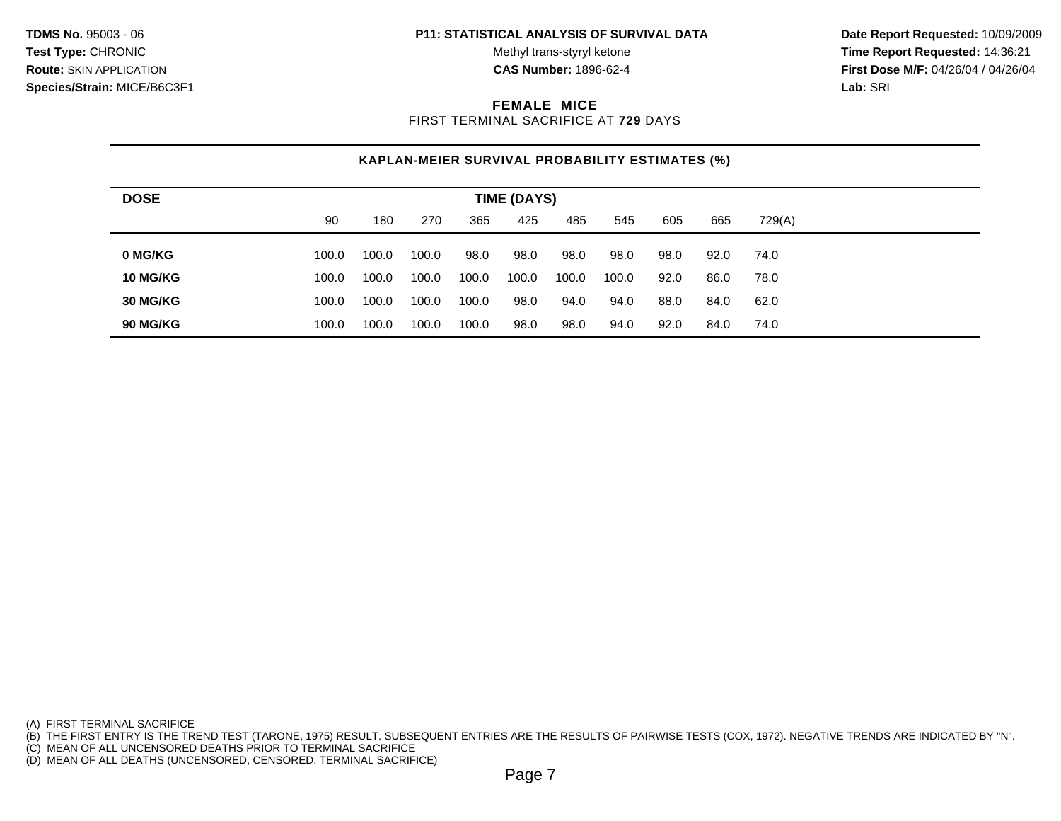**TDMS No.** 95003 - 06
**Test Type:** CHRONIC
**Route:** SKIN APPLICATION
**Species/Strain:** MICE/B6C3F1

**P11: STATISTICAL ANALYSIS OF SURVIVAL DATA**
Methyl trans-styryl ketone
**CAS Number:** 1896-62-4

**Date Report Requested:** 10/09/2009
**Time Report Requested:** 14:36:21
**First Dose M/F:** 04/26/04 / 04/26/04
**Lab:** SRI

## FEMALE MICE

FIRST TERMINAL SACRIFICE AT **729** DAYS

### KAPLAN-MEIER SURVIVAL PROBABILITY ESTIMATES (%)

| DOSE | TIME (DAYS) | | | | | | | | | |
|---|---|---|---|---|---|---|---|---|---|---|
| | 90 | 180 | 270 | 365 | 425 | 485 | 545 | 605 | 665 | 729(A) |
| **0 MG/KG** | 100.0 | 100.0 | 100.0 | 98.0 | 98.0 | 98.0 | 98.0 | 98.0 | 92.0 | 74.0 |
| **10 MG/KG** | 100.0 | 100.0 | 100.0 | 100.0 | 100.0 | 100.0 | 100.0 | 92.0 | 86.0 | 78.0 |
| **30 MG/KG** | 100.0 | 100.0 | 100.0 | 100.0 | 98.0 | 94.0 | 94.0 | 88.0 | 84.0 | 62.0 |
| **90 MG/KG** | 100.0 | 100.0 | 100.0 | 100.0 | 98.0 | 98.0 | 94.0 | 92.0 | 84.0 | 74.0 |

(A) FIRST TERMINAL SACRIFICE
(B) THE FIRST ENTRY IS THE TREND TEST (TARONE, 1975) RESULT. SUBSEQUENT ENTRIES ARE THE RESULTS OF PAIRWISE TESTS (COX, 1972). NEGATIVE TRENDS ARE INDICATED BY "N".
(C) MEAN OF ALL UNCENSORED DEATHS PRIOR TO TERMINAL SACRIFICE
(D) MEAN OF ALL DEATHS (UNCENSORED, CENSORED, TERMINAL SACRIFICE)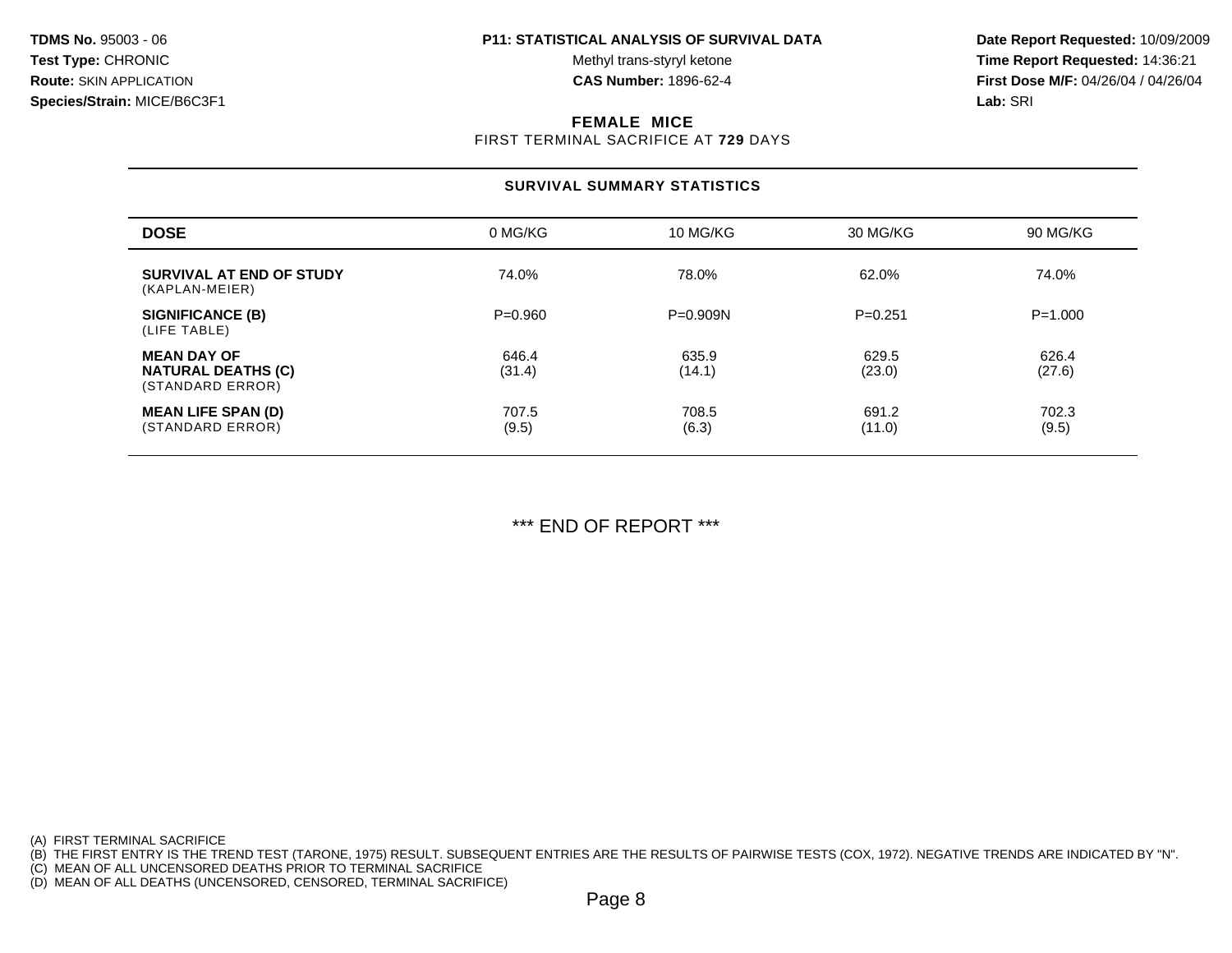**TDMS No.** 95003 - 06
**Test Type:** CHRONIC
**Route:** SKIN APPLICATION
**Species/Strain:** MICE/B6C3F1

**P11: STATISTICAL ANALYSIS OF SURVIVAL DATA**
Methyl trans-styryl ketone
**CAS Number:** 1896-62-4

**Date Report Requested:** 10/09/2009
**Time Report Requested:** 14:36:21
**First Dose M/F:** 04/26/04 / 04/26/04
**Lab:** SRI

## FEMALE MICE

FIRST TERMINAL SACRIFICE AT **729** DAYS

### SURVIVAL SUMMARY STATISTICS

| **DOSE** | 0 MG/KG | 10 MG/KG | 30 MG/KG | 90 MG/KG |
|---|---|---|---|---|
| **SURVIVAL AT END OF STUDY** (KAPLAN-MEIER) | 74.0% | 78.0% | 62.0% | 74.0% |
| **SIGNIFICANCE (B)** (LIFE TABLE) | P=0.960 | P=0.909N | P=0.251 | P=1.000 |
| **MEAN DAY OF NATURAL DEATHS (C)** (STANDARD ERROR) | 646.4 (31.4) | 635.9 (14.1) | 629.5 (23.0) | 626.4 (27.6) |
| **MEAN LIFE SPAN (D)** (STANDARD ERROR) | 707.5 (9.5) | 708.5 (6.3) | 691.2 (11.0) | 702.3 (9.5) |

\*\*\* END OF REPORT \*\*\*

(A) FIRST TERMINAL SACRIFICE
(B) THE FIRST ENTRY IS THE TREND TEST (TARONE, 1975) RESULT. SUBSEQUENT ENTRIES ARE THE RESULTS OF PAIRWISE TESTS (COX, 1972). NEGATIVE TRENDS ARE INDICATED BY "N".
(C) MEAN OF ALL UNCENSORED DEATHS PRIOR TO TERMINAL SACRIFICE
(D) MEAN OF ALL DEATHS (UNCENSORED, CENSORED, TERMINAL SACRIFICE)